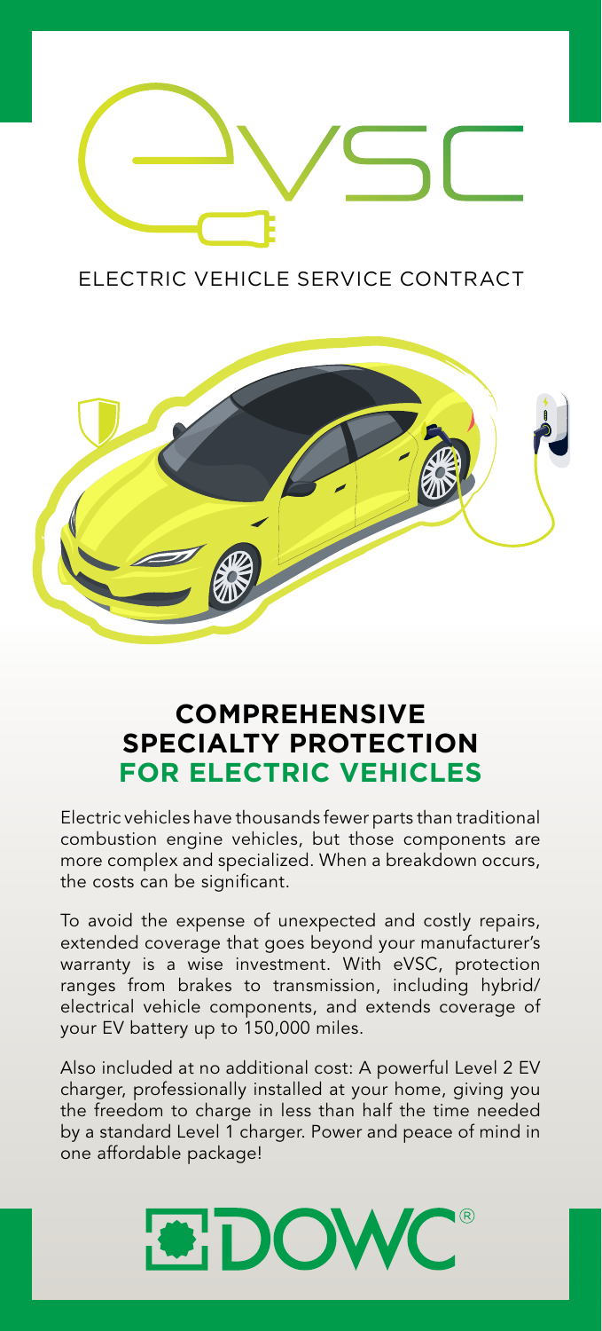# eVSC

ELECTRIC VEHICLE SERVICE CONTRACT

## COMPREHENSIVE SPECIALTY PROTECTION FOR ELECTRIC VEHICLES

Electric vehicles have thousands fewer parts than traditional combustion engine vehicles, but those components are more complex and specialized. When a breakdown occurs, the costs can be significant.

To avoid the expense of unexpected and costly repairs, extended coverage that goes beyond your manufacturer's warranty is a wise investment. With eVSC, protection ranges from brakes to transmission, including hybrid/ electrical vehicle components, and extends coverage of your EV battery up to 150,000 miles.

Also included at no additional cost: A powerful Level 2 EV charger, professionally installed at your home, giving you the freedom to charge in less than half the time needed by a standard Level 1 charger. Power and peace of mind in one affordable package!

DOWC®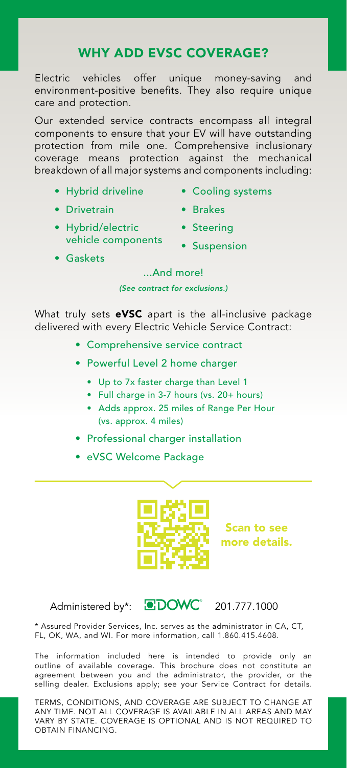## WHY ADD EVSC COVERAGE?

Electric vehicles offer unique money-saving and environment-positive benefits. They also require unique care and protection.

Our extended service contracts encompass all integral components to ensure that your EV will have outstanding protection from mile one. Comprehensive inclusionary coverage means protection against the mechanical breakdown of all major systems and components including:

- Hybrid driveline
- Drivetrain
- Hybrid/electric vehicle components
- Gaskets
- Cooling systems
- Brakes
- Steering
- Suspension

...And more!

*(See contract for exclusions.)*

What truly sets **eVSC** apart is the all-inclusive package delivered with every Electric Vehicle Service Contract:

- Comprehensive service contract
- Powerful Level 2 home charger
  - Up to 7x faster charge than Level 1
  - Full charge in 3-7 hours (vs. 20+ hours)
  - Adds approx. 25 miles of Range Per Hour (vs. approx. 4 miles)
- Professional charger installation
- eVSC Welcome Package

**Scan to see more details.**

Administered by*: DOWC® 201.777.1000

* Assured Provider Services, Inc. serves as the administrator in CA, CT, FL, OK, WA, and WI. For more information, call 1.860.415.4608.

The information included here is intended to provide only an outline of available coverage. This brochure does not constitute an agreement between you and the administrator, the provider, or the selling dealer. Exclusions apply; see your Service Contract for details.

TERMS, CONDITIONS, AND COVERAGE ARE SUBJECT TO CHANGE AT ANY TIME. NOT ALL COVERAGE IS AVAILABLE IN ALL AREAS AND MAY VARY BY STATE. COVERAGE IS OPTIONAL AND IS NOT REQUIRED TO OBTAIN FINANCING.